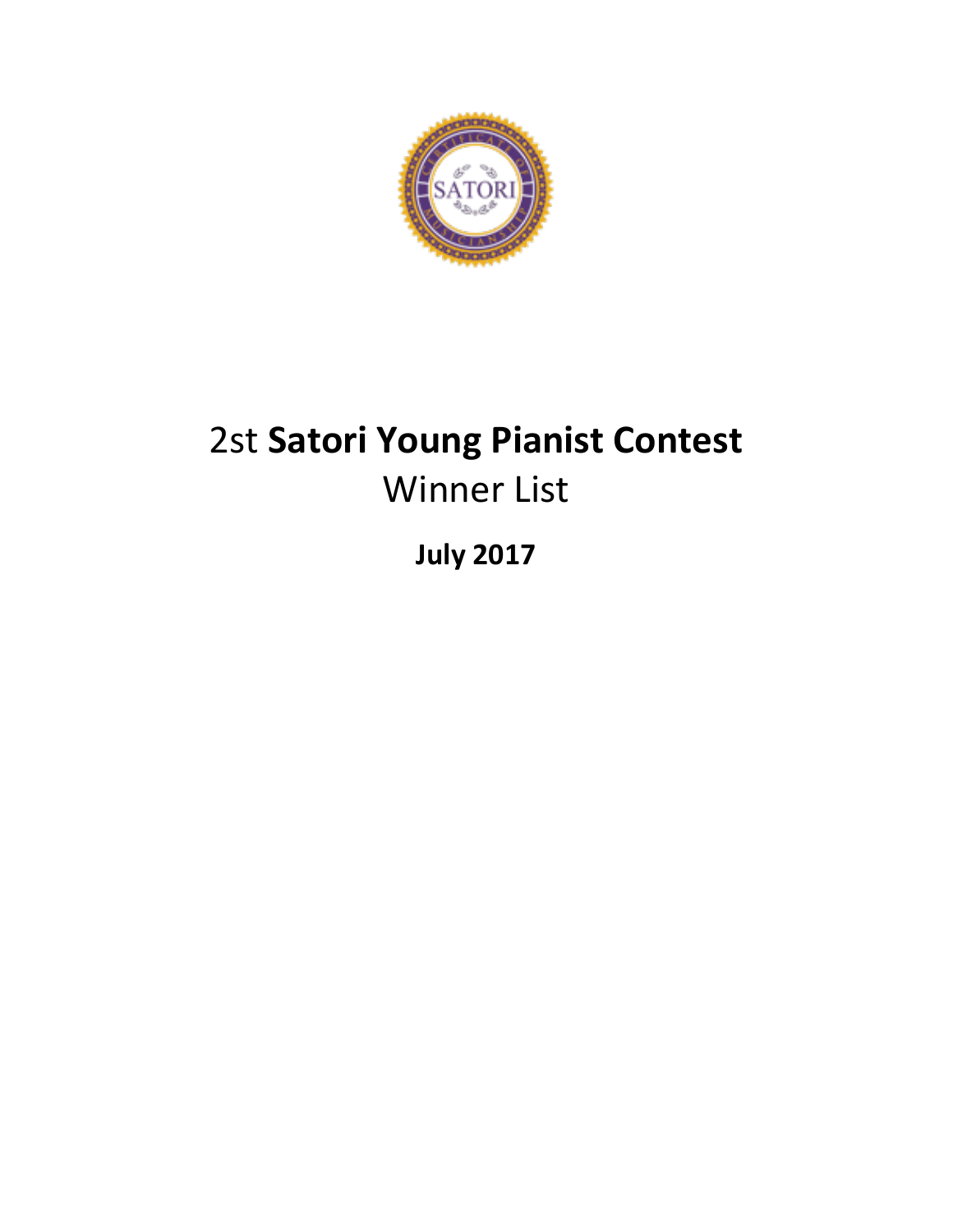# 2st **Satori Young Pianist Contest**

## Winner List

**July 2017**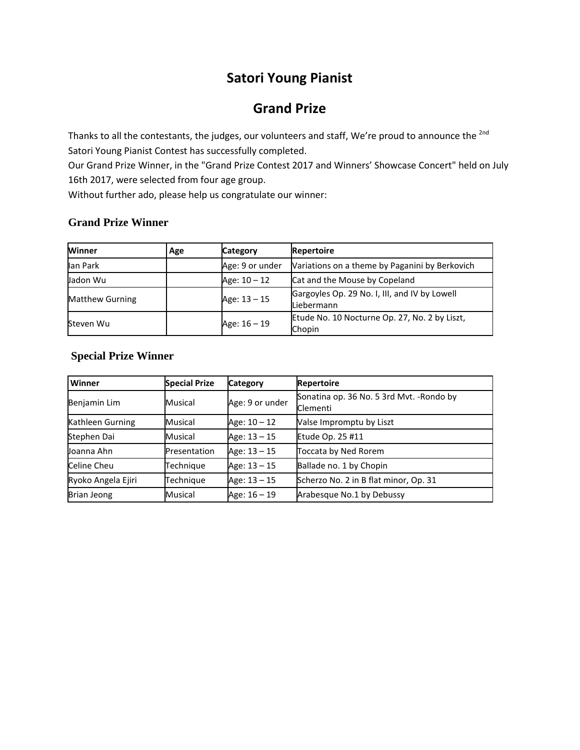# Satori Young Pianist

# Grand Prize

Thanks to all the contestants, the judges, our volunteers and staff, We're proud to announce the [2nd] Satori Young Pianist Contest has successfully completed.

Our Grand Prize Winner, in the "Grand Prize Contest 2017 and Winners' Showcase Concert" held on July 16th 2017, were selected from four age group.

Without further ado, please help us congratulate our winner:

### Grand Prize Winner

| Winner | Age | Category | Repertoire |
|---|---|---|---|
| Ian Park | | Age: 9 or under | Variations on a theme by Paganini by Berkovich |
| Jadon Wu | | Age: 10 – 12 | Cat and the Mouse by Copeland |
| Matthew Gurning | | Age: 13 – 15 | Gargoyles Op. 29 No. I, III, and IV by Lowell Liebermann |
| Steven Wu | | Age: 16 – 19 | Etude No. 10 Nocturne Op. 27, No. 2 by Liszt, Chopin |

### Special Prize Winner

| Winner | Special Prize | Category | Repertoire |
|---|---|---|---|
| Benjamin Lim | Musical | Age: 9 or under | Sonatina op. 36 No. 5 3rd Mvt. -Rondo by Clementi |
| Kathleen Gurning | Musical | Age: 10 – 12 | Valse Impromptu by Liszt |
| Stephen Dai | Musical | Age: 13 – 15 | Etude Op. 25 #11 |
| Joanna Ahn | Presentation | Age: 13 – 15 | Toccata by Ned Rorem |
| Celine Cheu | Technique | Age: 13 – 15 | Ballade no. 1 by Chopin |
| Ryoko Angela Ejiri | Technique | Age: 13 – 15 | Scherzo No. 2 in B flat minor, Op. 31 |
| Brian Jeong | Musical | Age: 16 – 19 | Arabesque No.1 by Debussy |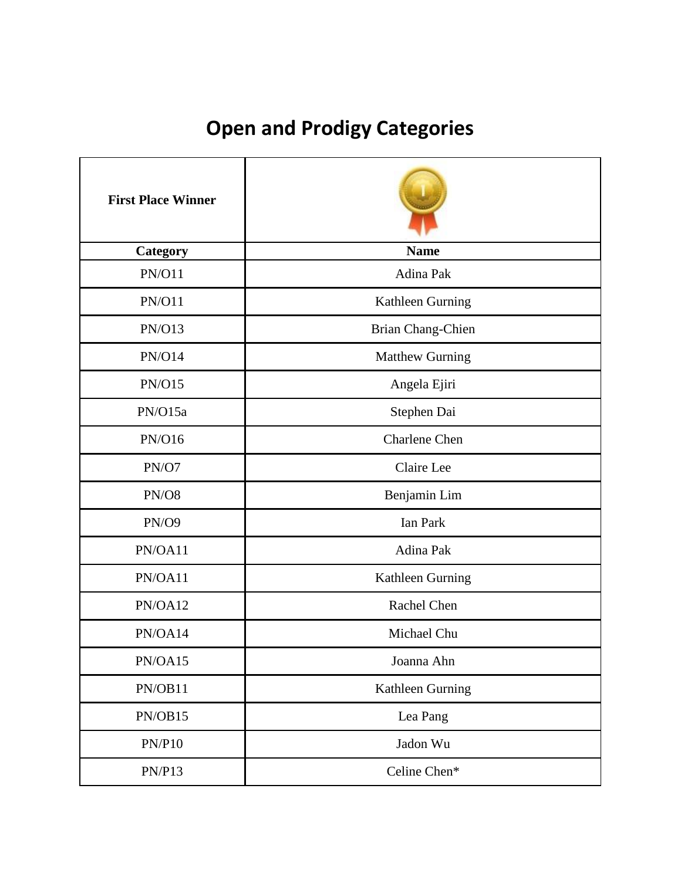# Open and Prodigy Categories

| First Place Winner | |
|---|---|
| **Category** | **Name** |
| PN/O11 | Adina Pak |
| PN/O11 | Kathleen Gurning |
| PN/O13 | Brian Chang-Chien |
| PN/O14 | Matthew Gurning |
| PN/O15 | Angela Ejiri |
| PN/O15a | Stephen Dai |
| PN/O16 | Charlene Chen |
| PN/O7 | Claire Lee |
| PN/O8 | Benjamin Lim |
| PN/O9 | Ian Park |
| PN/OA11 | Adina Pak |
| PN/OA11 | Kathleen Gurning |
| PN/OA12 | Rachel Chen |
| PN/OA14 | Michael Chu |
| PN/OA15 | Joanna Ahn |
| PN/OB11 | Kathleen Gurning |
| PN/OB15 | Lea Pang |
| PN/P10 | Jadon Wu |
| PN/P13 | Celine Chen* |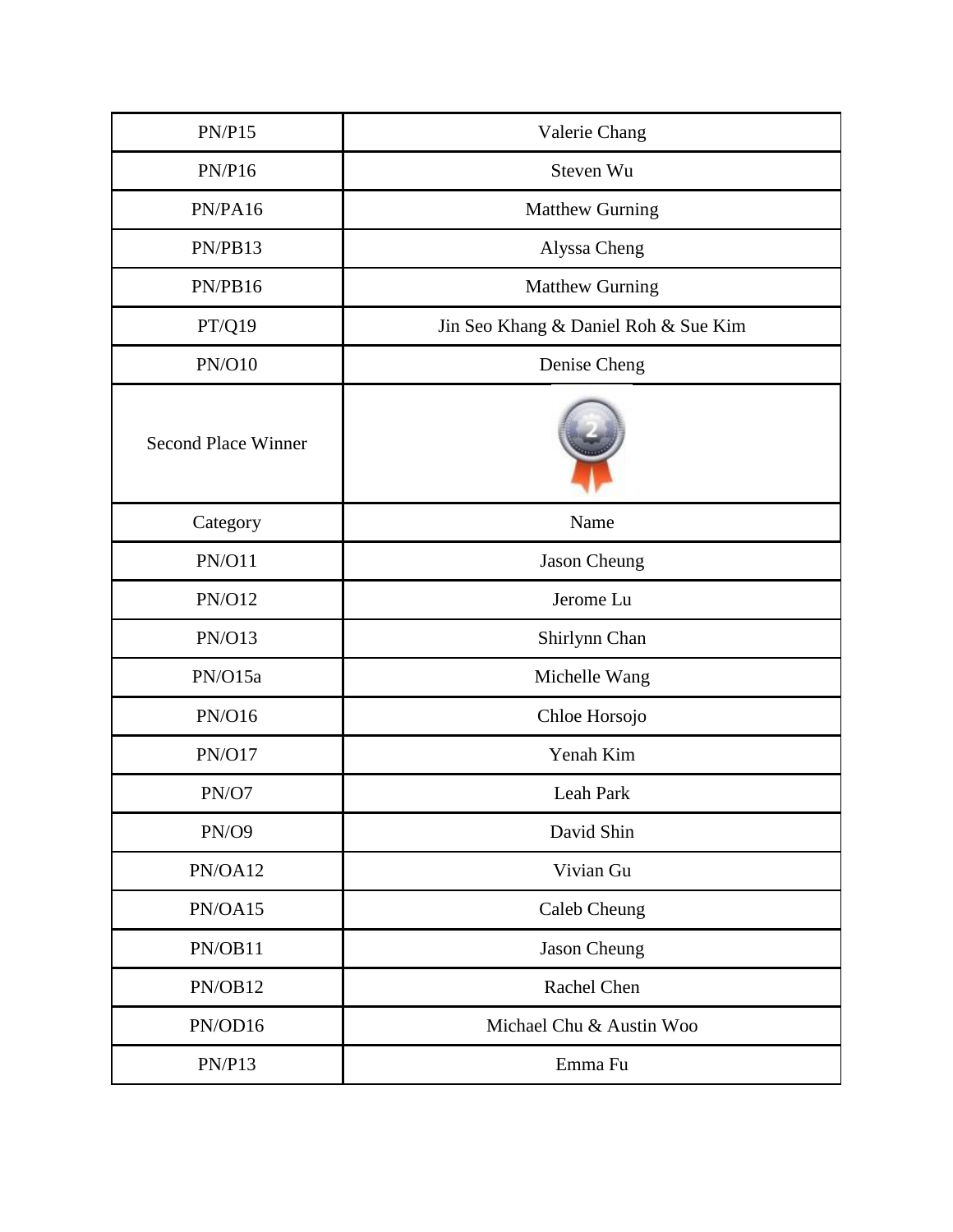| PN/P15 | Valerie Chang |
|---|---|
| PN/P16 | Steven Wu |
| PN/PA16 | Matthew Gurning |
| PN/PB13 | Alyssa Cheng |
| PN/PB16 | Matthew Gurning |
| PT/Q19 | Jin Seo Khang & Daniel Roh & Sue Kim |
| PN/O10 | Denise Cheng |
| Second Place Winner | |
| Category | Name |
| PN/O11 | Jason Cheung |
| PN/O12 | Jerome Lu |
| PN/O13 | Shirlynn Chan |
| PN/O15a | Michelle Wang |
| PN/O16 | Chloe Horsojo |
| PN/O17 | Yenah Kim |
| PN/O7 | Leah Park |
| PN/O9 | David Shin |
| PN/OA12 | Vivian Gu |
| PN/OA15 | Caleb Cheung |
| PN/OB11 | Jason Cheung |
| PN/OB12 | Rachel Chen |
| PN/OD16 | Michael Chu & Austin Woo |
| PN/P13 | Emma Fu |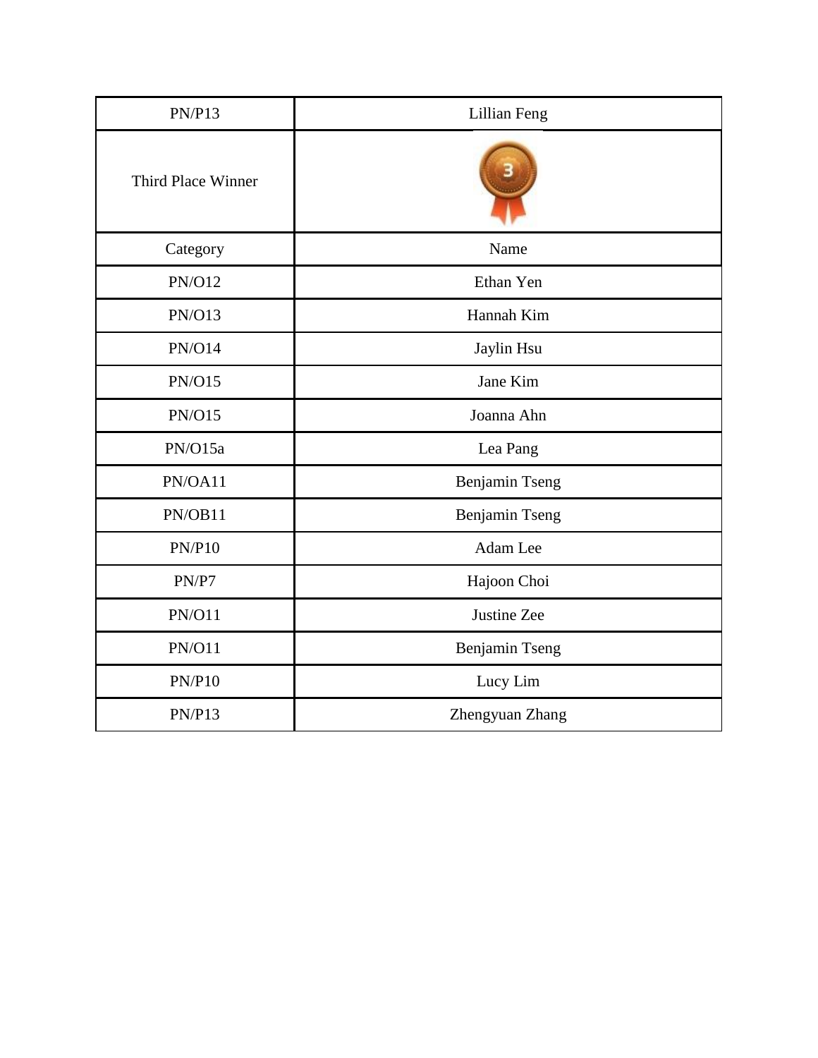| PN/P13 | Lillian Feng |
| --- | --- |
| Third Place Winner | |
| Category | Name |
| PN/O12 | Ethan Yen |
| PN/O13 | Hannah Kim |
| PN/O14 | Jaylin Hsu |
| PN/O15 | Jane Kim |
| PN/O15 | Joanna Ahn |
| PN/O15a | Lea Pang |
| PN/OA11 | Benjamin Tseng |
| PN/OB11 | Benjamin Tseng |
| PN/P10 | Adam Lee |
| PN/P7 | Hajoon Choi |
| PN/O11 | Justine Zee |
| PN/O11 | Benjamin Tseng |
| PN/P10 | Lucy Lim |
| PN/P13 | Zhengyuan Zhang |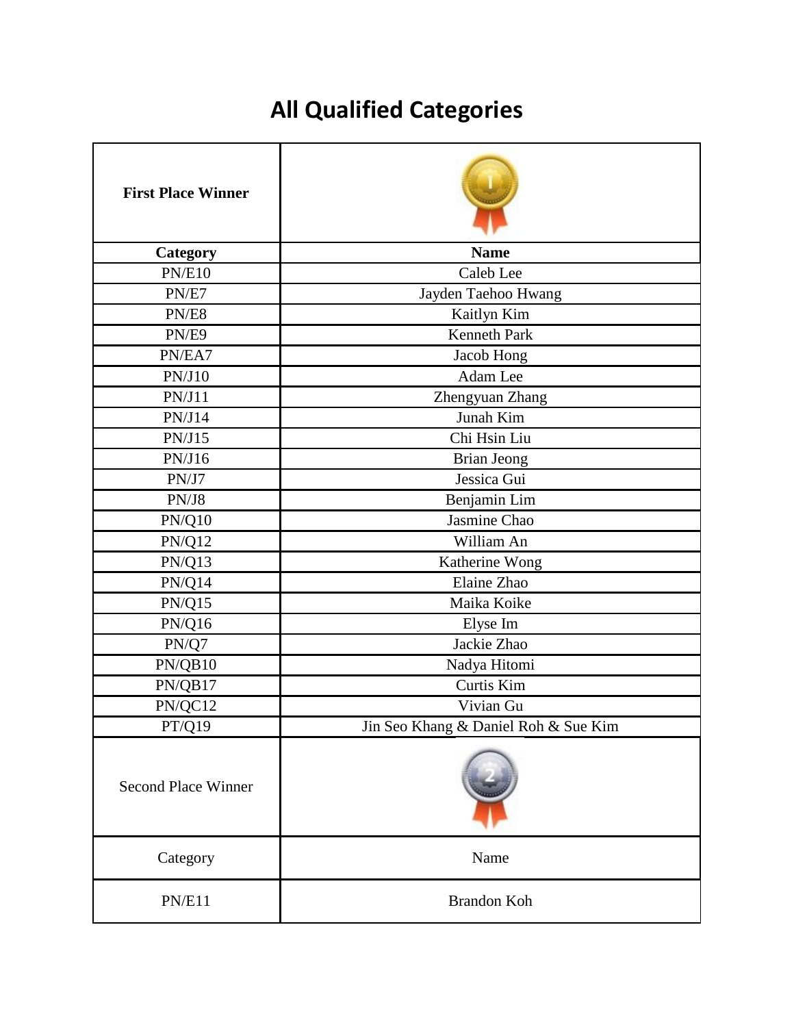# All Qualified Categories

| **First Place Winner** | |
|---|---|
| **Category** | **Name** |
| PN/E10 | Caleb Lee |
| PN/E7 | Jayden Taehoo Hwang |
| PN/E8 | Kaitlyn Kim |
| PN/E9 | Kenneth Park |
| PN/EA7 | Jacob Hong |
| PN/J10 | Adam Lee |
| PN/J11 | Zhengyuan Zhang |
| PN/J14 | Junah Kim |
| PN/J15 | Chi Hsin Liu |
| PN/J16 | Brian Jeong |
| PN/J7 | Jessica Gui |
| PN/J8 | Benjamin Lim |
| PN/Q10 | Jasmine Chao |
| PN/Q12 | William An |
| PN/Q13 | Katherine Wong |
| PN/Q14 | Elaine Zhao |
| PN/Q15 | Maika Koike |
| PN/Q16 | Elyse Im |
| PN/Q7 | Jackie Zhao |
| PN/QB10 | Nadya Hitomi |
| PN/QB17 | Curtis Kim |
| PN/QC12 | Vivian Gu |
| PT/Q19 | Jin Seo Khang & Daniel Roh & Sue Kim |
| Second Place Winner | |
| Category | Name |
| PN/E11 | Brandon Koh |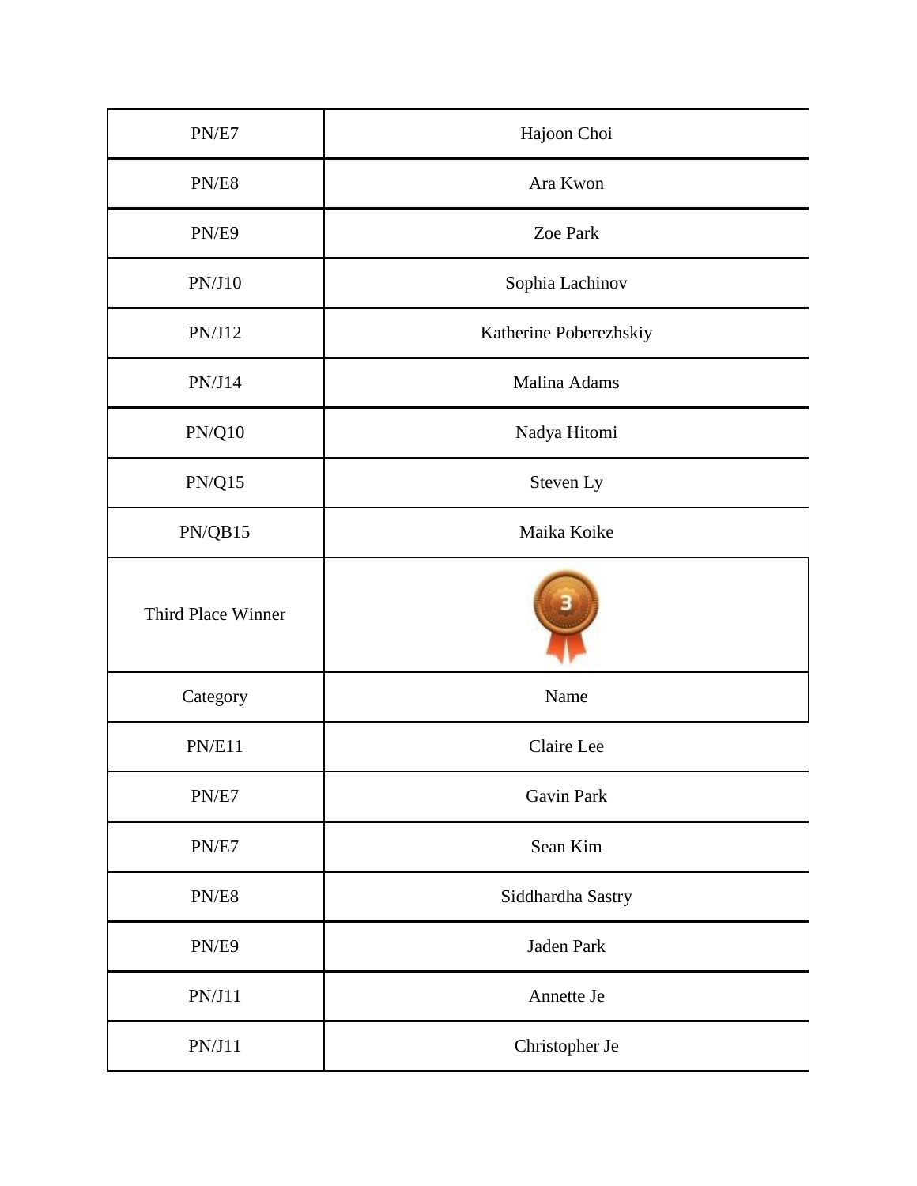| | |
|---|---|
| PN/E7 | Hajoon Choi |
| PN/E8 | Ara Kwon |
| PN/E9 | Zoe Park |
| PN/J10 | Sophia Lachinov |
| PN/J12 | Katherine Poberezhskiy |
| PN/J14 | Malina Adams |
| PN/Q10 | Nadya Hitomi |
| PN/Q15 | Steven Ly |
| PN/QB15 | Maika Koike |
| Third Place Winner | |
| Category | Name |
| PN/E11 | Claire Lee |
| PN/E7 | Gavin Park |
| PN/E7 | Sean Kim |
| PN/E8 | Siddhardha Sastry |
| PN/E9 | Jaden Park |
| PN/J11 | Annette Je |
| PN/J11 | Christopher Je |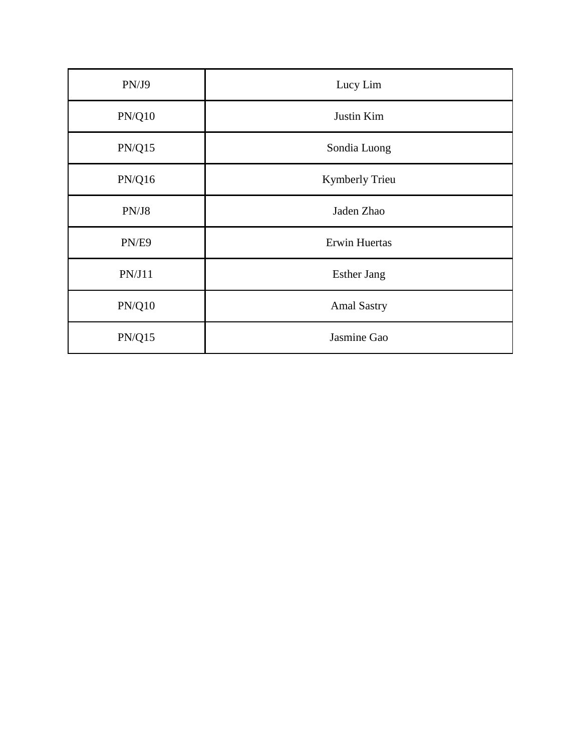| | |
|---|---|
| PN/J9 | Lucy Lim |
| PN/Q10 | Justin Kim |
| PN/Q15 | Sondia Luong |
| PN/Q16 | Kymberly Trieu |
| PN/J8 | Jaden Zhao |
| PN/E9 | Erwin Huertas |
| PN/J11 | Esther Jang |
| PN/Q10 | Amal Sastry |
| PN/Q15 | Jasmine Gao |